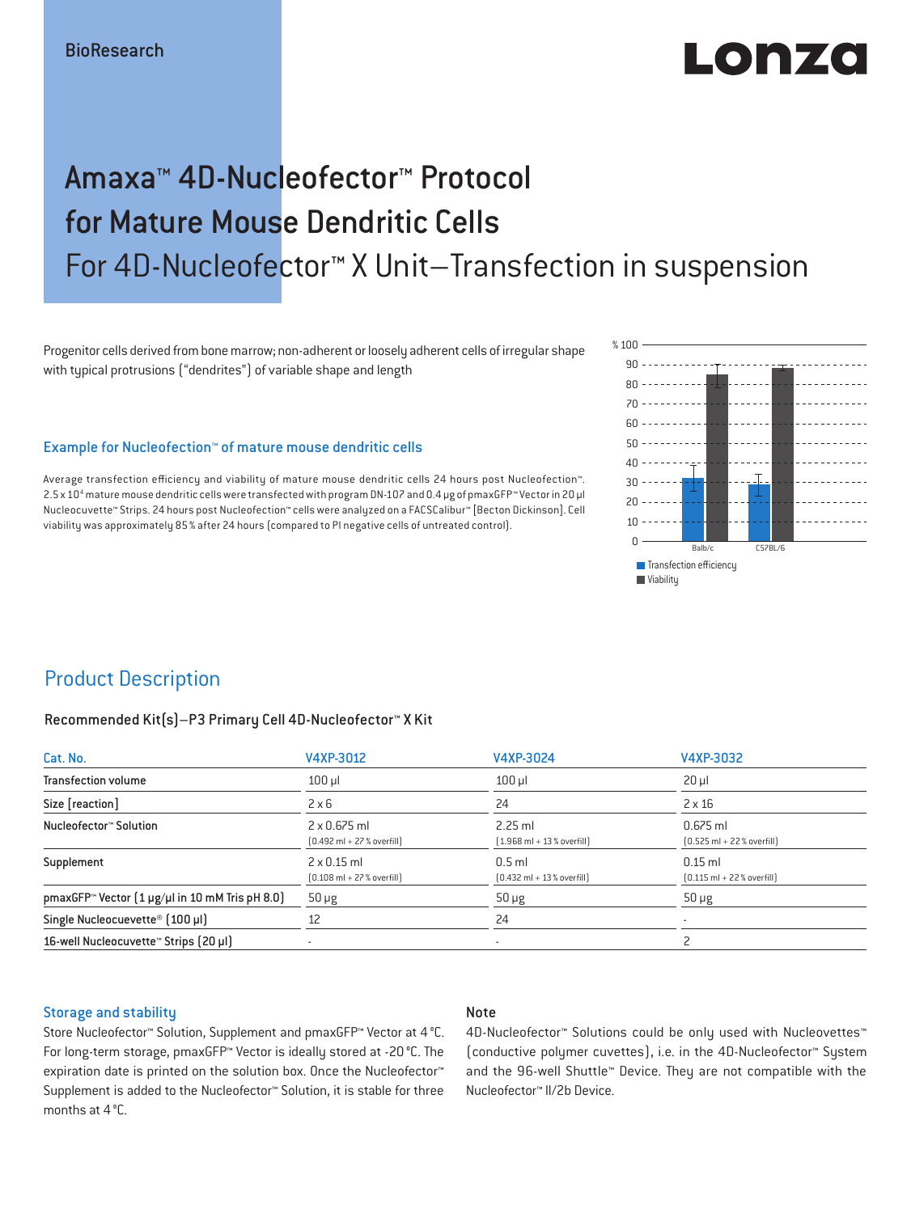BioResearch

# Amaxa™ 4D-Nucleofector™ Protocol for Mature Mouse Dendritic Cells

For 4D-Nucleofector™ X Unit–Transfection in suspension

Progenitor cells derived from bone marrow; non-adherent or loosely adherent cells of irregular shape with typical protrusions ("dendrites") of variable shape and length

### Example for Nucleofection™ of mature mouse dendritic cells

Average transfection efficiency and viability of mature mouse dendritic cells 24 hours post Nucleofection™. 2.5 x $10^4$ mature mouse dendritic cells were transfected with program DN-107 and 0.4 µg of pmaxGFP™ Vector in 20 µl Nucleocuvette™ Strips. 24 hours post Nucleofection™ cells were analyzed on a FACSCalibur™ [Becton Dickinson]. Cell viability was approximately 85 % after 24 hours (compared to PI negative cells of untreated control).

## Product Description

### Recommended Kit(s)–P3 Primary Cell 4D-Nucleofector™ X Kit

| Cat. No. | V4XP-3012 | V4XP-3024 | V4XP-3032 |
|---|---|---|---|
| Transfection volume | 100 µl | 100 µl | 20 µl |
| Size [reaction] | 2 x 6 | 24 | 2 x 16 |
| Nucleofector™ Solution | 2 x 0.675 ml (0.492 ml + 27 % overfill) | 2.25 ml (1.968 ml + 13 % overfill) | 0.675 ml (0.525 ml + 22 % overfill) |
| Supplement | 2 x 0.15 ml (0.108 ml + 27 % overfill) | 0.5 ml (0.432 ml + 13 % overfill) | 0.15 ml (0.115 ml + 22 % overfill) |
| pmaxGFP™ Vector (1 µg/µl in 10 mM Tris pH 8.0) | 50 µg | 50 µg | 50 µg |
| Single Nucleocuevette® (100 µl) | 12 | 24 | - |
| 16-well Nucleocuvette™ Strips (20 µl) | - | - | 2 |

### Storage and stability

Store Nucleofector™ Solution, Supplement and pmaxGFP™ Vector at 4 °C. For long-term storage, pmaxGFP™ Vector is ideally stored at -20 °C. The expiration date is printed on the solution box. Once the Nucleofector™ Supplement is added to the Nucleofector™ Solution, it is stable for three months at 4 °C.

### Note

4D-Nucleofector™ Solutions could be only used with Nucleovettes™ (conductive polymer cuvettes), i.e. in the 4D-Nucleofector™ System and the 96-well Shuttle™ Device. They are not compatible with the Nucleofector™ II/2b Device.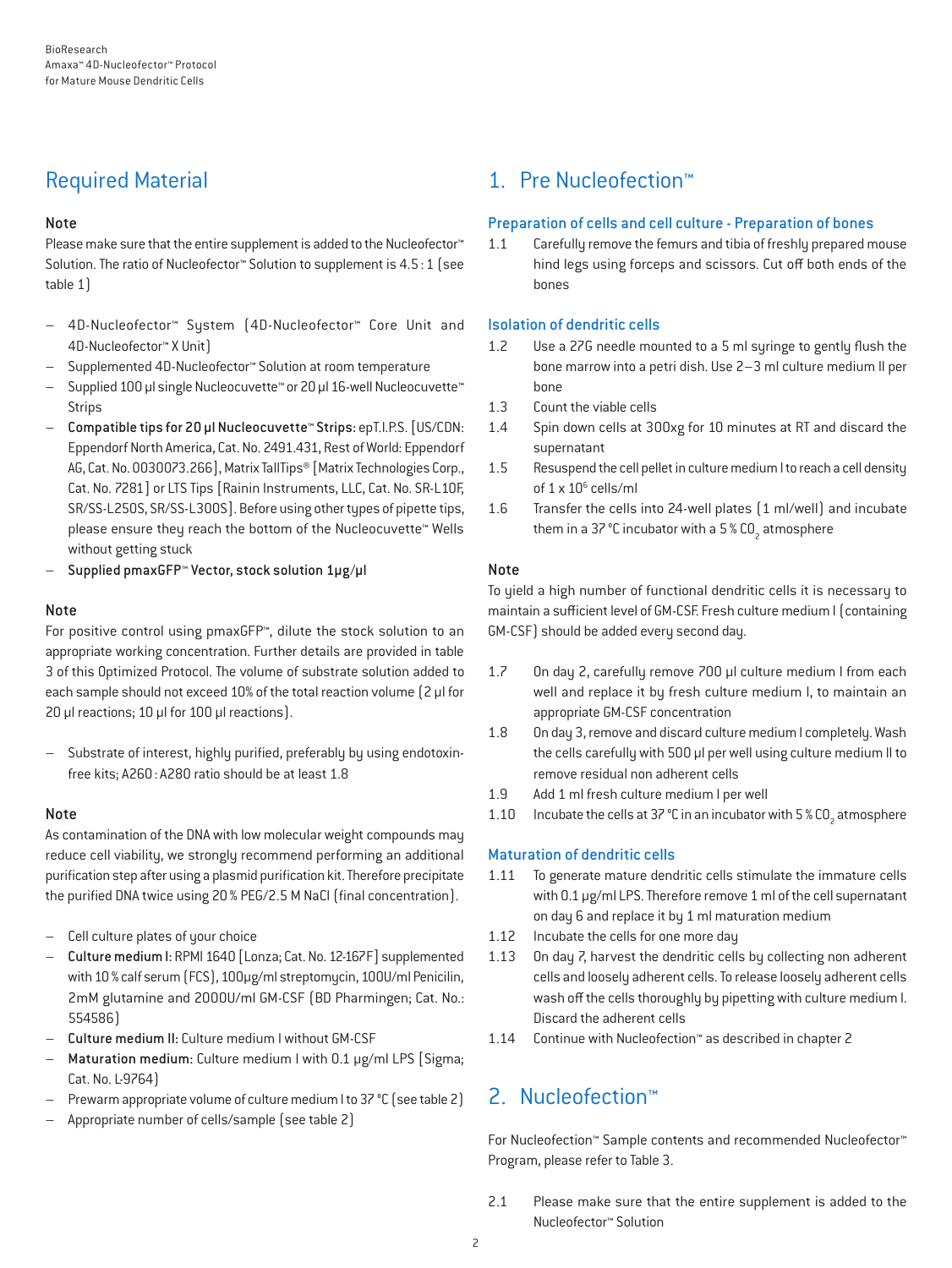## Required Material

### Note

Please make sure that the entire supplement is added to the Nucleofector™ Solution. The ratio of Nucleofector™ Solution to supplement is 4.5 : 1 (see table 1)

- 4D-Nucleofector™ System (4D-Nucleofector™ Core Unit and 4D-Nucleofector™ X Unit)
- Supplemented 4D-Nucleofector™ Solution at room temperature
- Supplied 100 µl single Nucleocuvette™ or 20 µl 16-well Nucleocuvette™ Strips
- **Compatible tips for 20 µl Nucleocuvette™ Strips:** epT.I.P.S. [US/CDN: Eppendorf North America, Cat. No. 2491.431, Rest of World: Eppendorf AG, Cat. No. 0030073.266], Matrix TallTips® [Matrix Technologies Corp., Cat. No. 7281] or LTS Tips [Rainin Instruments, LLC, Cat. No. SR-L10F, SR/SS-L250S, SR/SS-L300S]. Before using other types of pipette tips, please ensure they reach the bottom of the Nucleocuvette™ Wells without getting stuck
- **Supplied pmaxGFP™ Vector, stock solution 1µg/µl**

### Note

For positive control using pmaxGFP™, dilute the stock solution to an appropriate working concentration. Further details are provided in table 3 of this Optimized Protocol. The volume of substrate solution added to each sample should not exceed 10% of the total reaction volume (2 µl for 20 µl reactions; 10 µl for 100 µl reactions).

- Substrate of interest, highly purified, preferably by using endotoxin-free kits; A260 : A280 ratio should be at least 1.8

### Note

As contamination of the DNA with low molecular weight compounds may reduce cell viability, we strongly recommend performing an additional purification step after using a plasmid purification kit. Therefore precipitate the purified DNA twice using 20 % PEG/2.5 M NaCl (final concentration).

- Cell culture plates of your choice
- **Culture medium I:** RPMI 1640 [Lonza; Cat. No. 12-167F] supplemented with 10 % calf serum (FCS), 100µg/ml streptomycin, 100U/ml Penicilin, 2mM glutamine and 2000U/ml GM-CSF (BD Pharmingen; Cat. No.: 554586)
- **Culture medium II:** Culture medium I without GM-CSF
- **Maturation medium:** Culture medium I with 0.1 µg/ml LPS [Sigma; Cat. No. L-9764]
- Prewarm appropriate volume of culture medium I to 37 °C (see table 2)
- Appropriate number of cells/sample (see table 2)

## 1. Pre Nucleofection™

### Preparation of cells and cell culture - Preparation of bones

1.1 Carefully remove the femurs and tibia of freshly prepared mouse hind legs using forceps and scissors. Cut off both ends of the bones

### Isolation of dendritic cells

1.2 Use a 27G needle mounted to a 5 ml syringe to gently flush the bone marrow into a petri dish. Use 2–3 ml culture medium II per bone

1.3 Count the viable cells

1.4 Spin down cells at 300xg for 10 minutes at RT and discard the supernatant

1.5 Resuspend the cell pellet in culture medium I to reach a cell density of 1 x $10^6$ cells/ml

1.6 Transfer the cells into 24-well plates (1 ml/well) and incubate them in a 37 °C incubator with a 5 % $CO_2$ atmosphere

### Note

To yield a high number of functional dendritic cells it is necessary to maintain a sufficient level of GM-CSF. Fresh culture medium I (containing GM-CSF) should be added every second day.

1.7 On day 2, carefully remove 700 µl culture medium I from each well and replace it by fresh culture medium I, to maintain an appropriate GM-CSF concentration

1.8 On day 3, remove and discard culture medium I completely. Wash the cells carefully with 500 µl per well using culture medium II to remove residual non adherent cells

1.9 Add 1 ml fresh culture medium I per well

1.10 Incubate the cells at 37 °C in an incubator with 5 % $CO_2$ atmosphere

### Maturation of dendritic cells

1.11 To generate mature dendritic cells stimulate the immature cells with 0.1 µg/ml LPS. Therefore remove 1 ml of the cell supernatant on day 6 and replace it by 1 ml maturation medium

1.12 Incubate the cells for one more day

1.13 On day 7, harvest the dendritic cells by collecting non adherent cells and loosely adherent cells. To release loosely adherent cells wash off the cells thoroughly by pipetting with culture medium I. Discard the adherent cells

1.14 Continue with Nucleofection™ as described in chapter 2

## 2. Nucleofection™

For Nucleofection™ Sample contents and recommended Nucleofector™ Program, please refer to Table 3.

2.1 Please make sure that the entire supplement is added to the Nucleofector™ Solution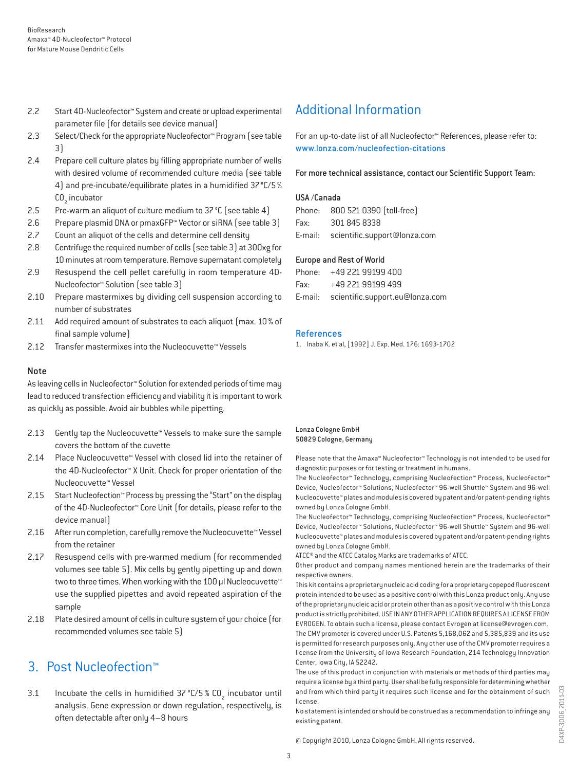2.2 Start 4D-Nucleofector™ System and create or upload experimental parameter file (for details see device manual)

2.3 Select/Check for the appropriate Nucleofector™ Program (see table 3)

2.4 Prepare cell culture plates by filling appropriate number of wells with desired volume of recommended culture media (see table 4) and pre-incubate/equilibrate plates in a humidified 37 °C/5 % $CO_2$ incubator

2.5 Pre-warm an aliquot of culture medium to 37 °C (see table 4)

2.6 Prepare plasmid DNA or pmaxGFP™ Vector or siRNA (see table 3)

2.7 Count an aliquot of the cells and determine cell density

2.8 Centrifuge the required number of cells (see table 3) at 300xg for 10 minutes at room temperature. Remove supernatant completely

2.9 Resuspend the cell pellet carefully in room temperature 4D-Nucleofector™ Solution (see table 3)

2.10 Prepare mastermixes by dividing cell suspension according to number of substrates

2.11 Add required amount of substrates to each aliquot (max. 10 % of final sample volume)

2.12 Transfer mastermixes into the Nucleocuvette™ Vessels

### Note

As leaving cells in Nucleofector™ Solution for extended periods of time may lead to reduced transfection efficiency and viability it is important to work as quickly as possible. Avoid air bubbles while pipetting.

2.13 Gently tap the Nucleocuvette™ Vessels to make sure the sample covers the bottom of the cuvette

2.14 Place Nucleocuvette™ Vessel with closed lid into the retainer of the 4D-Nucleofector™ X Unit. Check for proper orientation of the Nucleocuvette™ Vessel

2.15 Start Nucleofection™ Process by pressing the "Start" on the display of the 4D-Nucleofector™ Core Unit (for details, please refer to the device manual)

2.16 After run completion, carefully remove the Nucleocuvette™ Vessel from the retainer

2.17 Resuspend cells with pre-warmed medium (for recommended volumes see table 5). Mix cells by gently pipetting up and down two to three times. When working with the 100 µl Nucleocuvette™ use the supplied pipettes and avoid repeated aspiration of the sample

2.18 Plate desired amount of cells in culture system of your choice (for recommended volumes see table 5)

## 3. Post Nucleofection™

3.1 Incubate the cells in humidified 37 °C/5 % $CO_2$ incubator until analysis. Gene expression or down regulation, respectively, is often detectable after only 4–8 hours

## Additional Information

For an up-to-date list of all Nucleofector™ References, please refer to: www.lonza.com/nucleofection-citations

For more technical assistance, contact our Scientific Support Team:

**USA /Canada**

Phone: 800 521 0390 (toll-free)
Fax: 301 845 8338
E-mail: scientific.support@lonza.com

**Europe and Rest of World**

Phone: +49 221 99199 400
Fax: +49 221 99199 499
E-mail: scientific.support.eu@lonza.com

### References

1. Inaba K. et al, [1992] J. Exp. Med. 176: 1693-1702

**Lonza Cologne GmbH**
**50829 Cologne, Germany**

Please note that the Amaxa™ Nucleofector™ Technology is not intended to be used for diagnostic purposes or for testing or treatment in humans.

The Nucleofector™ Technology, comprising Nucleofection™ Process, Nucleofector™ Device, Nucleofector™ Solutions, Nucleofector™ 96-well Shuttle™ System and 96-well Nucleocuvette™ plates and modules is covered by patent and/or patent-pending rights owned by Lonza Cologne GmbH.

The Nucleofector™ Technology, comprising Nucleofection™ Process, Nucleofector™ Device, Nucleofector™ Solutions, Nucleofector™ 96-well Shuttle™ System and 96-well Nucleocuvette™ plates and modules is covered by patent and/or patent-pending rights owned by Lonza Cologne GmbH.

ATCC® and the ATCC Catalog Marks are trademarks of ATCC.

Other product and company names mentioned herein are the trademarks of their respective owners.

This kit contains a proprietary nucleic acid coding for a proprietary copepod fluorescent protein intended to be used as a positive control with this Lonza product only. Any use of the proprietary nucleic acid or protein other than as a positive control with this Lonza product is strictly prohibited. USE IN ANY OTHER APPLICATION REQUIRES A LICENSE FROM EVROGEN. To obtain such a license, please contact Evrogen at license@evrogen.com.

The CMV promoter is covered under U.S. Patents 5,168,062 and 5,385,839 and its use is permitted for research purposes only. Any other use of the CMV promoter requires a license from the University of Iowa Research Foundation, 214 Technology Innovation Center, Iowa City, IA 52242.

The use of this product in conjunction with materials or methods of third parties may require a license by a third party. User shall be fully responsible for determining whether and from which third party it requires such license and for the obtainment of such license.

No statement is intended or should be construed as a recommendation to infringe any existing patent.

© Copyright 2010, Lonza Cologne GmbH. All rights reserved.

D4XP-3006_2011-03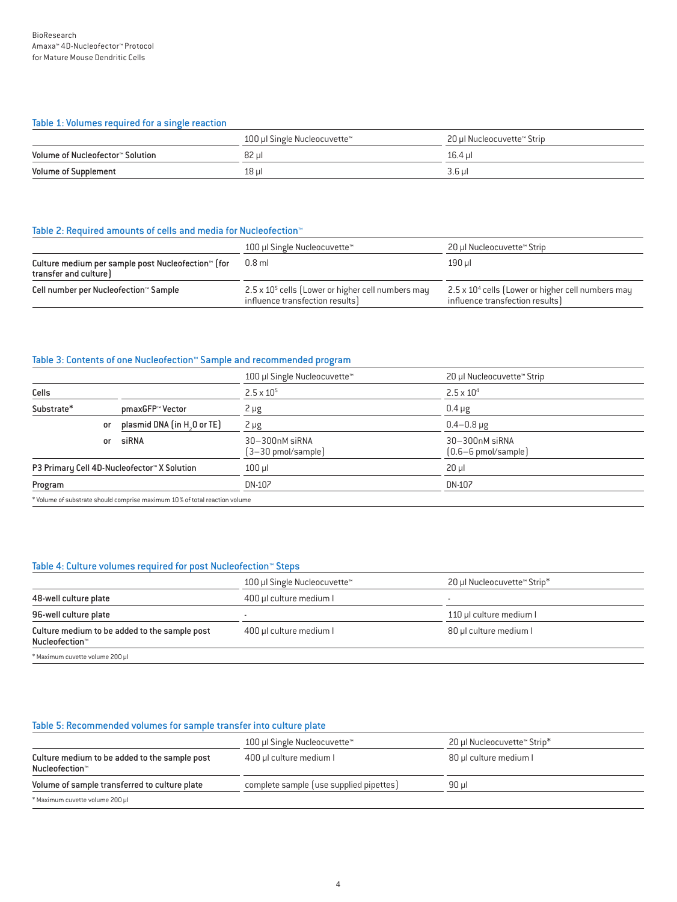## Table 1: Volumes required for a single reaction

| | 100 µl Single Nucleocuvette™ | 20 µl Nucleocuvette™ Strip |
|---|---|---|
| Volume of Nucleofector™ Solution | 82 µl | 16.4 µl |
| Volume of Supplement | 18 µl | 3.6 µl |

## Table 2: Required amounts of cells and media for Nucleofection™

| | 100 µl Single Nucleocuvette™ | 20 µl Nucleocuvette™ Strip |
|---|---|---|
| Culture medium per sample post Nucleofection™ (for transfer and culture) | 0.8 ml | 190 µl |
| Cell number per Nucleofection™ Sample | $2.5 \times 10^5$ cells (Lower or higher cell numbers may influence transfection results) | $2.5 \times 10^4$ cells (Lower or higher cell numbers may influence transfection results) |

## Table 3: Contents of one Nucleofection™ Sample and recommended program

| | | 100 µl Single Nucleocuvette™ | 20 µl Nucleocuvette™ Strip |
|---|---|---|---|
| Cells | | $2.5 \times 10^5$ | $2.5 \times 10^4$ |
| Substrate* | pmaxGFP™ Vector | 2 µg | 0.4 µg |
| or | plasmid DNA (in $H_2O$ or TE) | 2 µg | 0.4–0.8 µg |
| or | siRNA | 30–300nM siRNA (3–30 pmol/sample) | 30–300nM siRNA (0.6–6 pmol/sample) |
| P3 Primary Cell 4D-Nucleofector™ X Solution | | 100 µl | 20 µl |
| Program | | DN-107 | DN-107 |

\* Volume of substrate should comprise maximum 10 % of total reaction volume

## Table 4: Culture volumes required for post Nucleofection™ Steps

| | 100 µl Single Nucleocuvette™ | 20 µl Nucleocuvette™ Strip* |
|---|---|---|
| 48-well culture plate | 400 µl culture medium I | - |
| 96-well culture plate | - | 110 µl culture medium I |
| Culture medium to be added to the sample post Nucleofection™ | 400 µl culture medium I | 80 µl culture medium I |

\* Maximum cuvette volume 200 µl

## Table 5: Recommended volumes for sample transfer into culture plate

| | 100 µl Single Nucleocuvette™ | 20 µl Nucleocuvette™ Strip* |
|---|---|---|
| Culture medium to be added to the sample post Nucleofection™ | 400 µl culture medium I | 80 µl culture medium I |
| Volume of sample transferred to culture plate | complete sample (use supplied pipettes) | 90 µl |

\* Maximum cuvette volume 200 µl